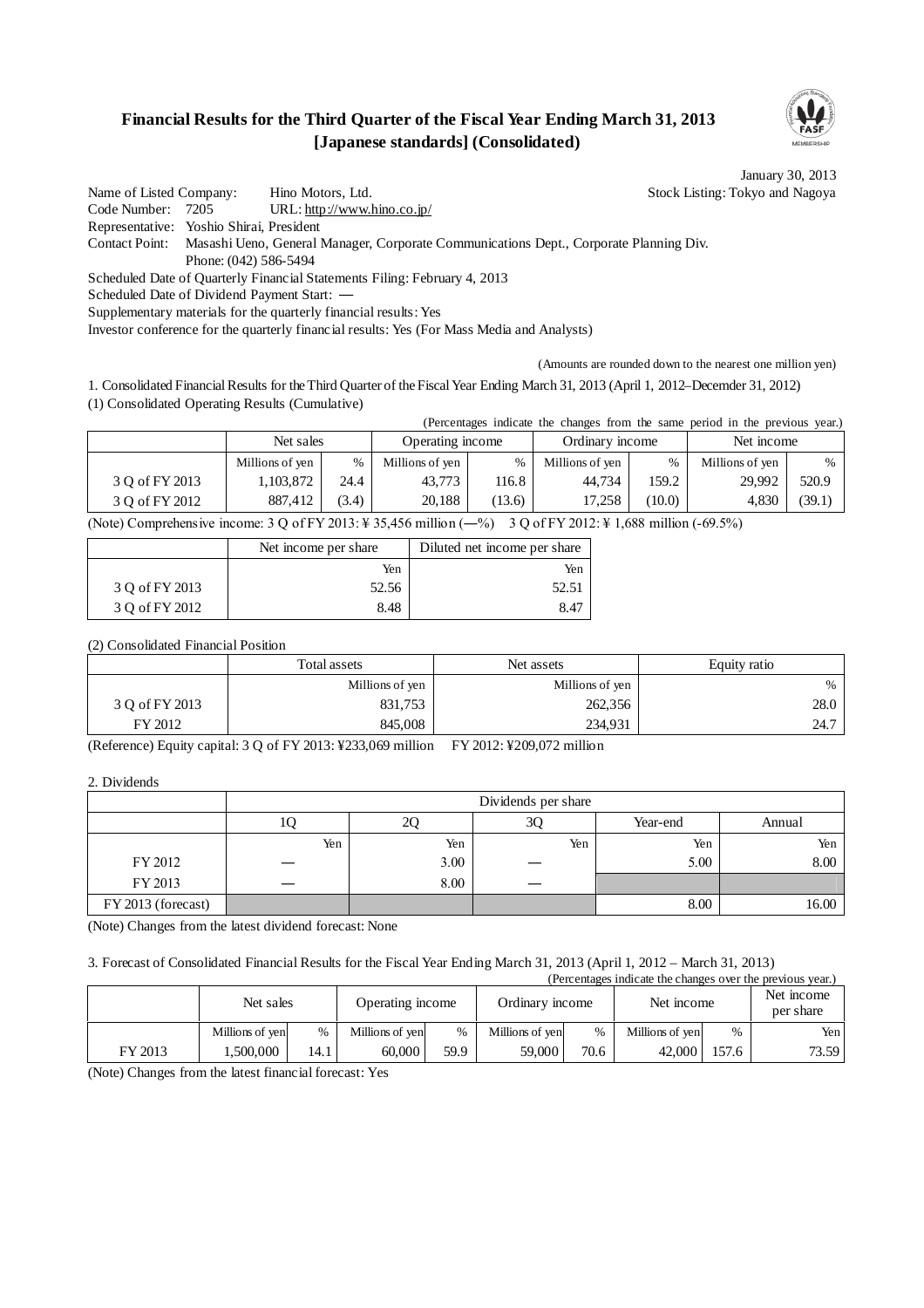# Financial Results for the Third Quarter of the Fiscal Year Ending March 31, 2013 [Japanese standards] (Consolidated)

January 30, 2013

Name of Listed Company: Hino Motors, Ltd. Stock Listing: Tokyo and Nagoya
Code Number: 7205 URL: http://www.hino.co.jp/
Representative: Yoshio Shirai, President
Contact Point: Masashi Ueno, General Manager, Corporate Communications Dept., Corporate Planning Div.
Phone: (042) 586-5494
Scheduled Date of Quarterly Financial Statements Filing: February 4, 2013
Scheduled Date of Dividend Payment Start: —
Supplementary materials for the quarterly financial results: Yes
Investor conference for the quarterly financial results: Yes (For Mass Media and Analysts)

(Amounts are rounded down to the nearest one million yen)

1. Consolidated Financial Results for the Third Quarter of the Fiscal Year Ending March 31, 2013 (April 1, 2012–Decemder 31, 2012)

(1) Consolidated Operating Results (Cumulative)

(Percentages indicate the changes from the same period in the previous year.)

| | Net sales | | Operating income | | Ordinary income | | Net income | |
|---|---|---|---|---|---|---|---|---|
| | Millions of yen | % | Millions of yen | % | Millions of yen | % | Millions of yen | % |
| 3 Q of FY 2013 | 1,103,872 | 24.4 | 43,773 | 116.8 | 44,734 | 159.2 | 29,992 | 520.9 |
| 3 Q of FY 2012 | 887,412 | (3.4) | 20,188 | (13.6) | 17,258 | (10.0) | 4,830 | (39.1) |

(Note) Comprehensive income: 3 Q of FY 2013: ¥ 35,456 million (—%) 3 Q of FY 2012: ¥ 1,688 million (-69.5%)

| | Net income per share | Diluted net income per share |
|---|---|---|
| | Yen | Yen |
| 3 Q of FY 2013 | 52.56 | 52.51 |
| 3 Q of FY 2012 | 8.48 | 8.47 |

(2) Consolidated Financial Position

| | Total assets | Net assets | Equity ratio |
|---|---|---|---|
| | Millions of yen | Millions of yen | % |
| 3 Q of FY 2013 | 831,753 | 262,356 | 28.0 |
| FY 2012 | 845,008 | 234,931 | 24.7 |

(Reference) Equity capital: 3 Q of FY 2013: ¥233,069 million FY 2012: ¥209,072 million

2. Dividends

| | Dividends per share | | | | |
|---|---|---|---|---|---|
| | 1Q | 2Q | 3Q | Year-end | Annual |
| | Yen | Yen | Yen | Yen | Yen |
| FY 2012 | — | 3.00 | — | 5.00 | 8.00 |
| FY 2013 | — | 8.00 | — | | |
| FY 2013 (forecast) | | | | 8.00 | 16.00 |

(Note) Changes from the latest dividend forecast: None

3. Forecast of Consolidated Financial Results for the Fiscal Year Ending March 31, 2013 (April 1, 2012 – March 31, 2013)

(Percentages indicate the changes over the previous year.)

| | Net sales | | Operating income | | Ordinary income | | Net income | | Net income per share |
|---|---|---|---|---|---|---|---|---|---|
| | Millions of yen | % | Millions of yen | % | Millions of yen | % | Millions of yen | % | Yen |
| FY 2013 | 1,500,000 | 14.1 | 60,000 | 59.9 | 59,000 | 70.6 | 42,000 | 157.6 | 73.59 |

(Note) Changes from the latest financial forecast: Yes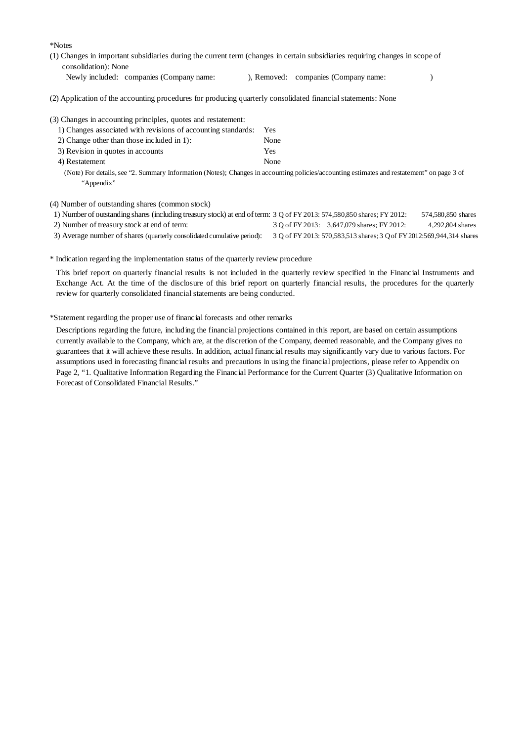*Notes

(1) Changes in important subsidiaries during the current term (changes in certain subsidiaries requiring changes in scope of consolidation): None

Newly included: companies (Company name: ), Removed: companies (Company name: )

(2) Application of the accounting procedures for producing quarterly consolidated financial statements: None

(3) Changes in accounting principles, quotes and restatement:

| | |
|---|---|
| 1) Changes associated with revisions of accounting standards: | Yes |
| 2) Change other than those included in 1): | None |
| 3) Revision in quotes in accounts | Yes |
| 4) Restatement | None |

(Note) For details, see "2. Summary Information (Notes); Changes in accounting policies/accounting estimates and restatement" on page 3 of "Appendix"

(4) Number of outstanding shares (common stock)

| | | |
|---|---|---|
| 1) Number of outstanding shares (including treasury stock) at end of term: | 3 Q of FY 2013: 574,580,850 shares; FY 2012: | 574,580,850 shares |
| 2) Number of treasury stock at end of term: | 3 Q of FY 2013: 3,647,079 shares; FY 2012: | 4,292,804 shares |
| 3) Average number of shares (quarterly consolidated cumulative period): | 3 Q of FY 2013: 570,583,513 shares; 3 Q of FY 2012: | 569,944,314 shares |

* Indication regarding the implementation status of the quarterly review procedure

This brief report on quarterly financial results is not included in the quarterly review specified in the Financial Instruments and Exchange Act. At the time of the disclosure of this brief report on quarterly financial results, the procedures for the quarterly review for quarterly consolidated financial statements are being conducted.

*Statement regarding the proper use of financial forecasts and other remarks

Descriptions regarding the future, including the financial projections contained in this report, are based on certain assumptions currently available to the Company, which are, at the discretion of the Company, deemed reasonable, and the Company gives no guarantees that it will achieve these results. In addition, actual financial results may significantly vary due to various factors. For assumptions used in forecasting financial results and precautions in using the financial projections, please refer to Appendix on Page 2, "1. Qualitative Information Regarding the Financial Performance for the Current Quarter (3) Qualitative Information on Forecast of Consolidated Financial Results."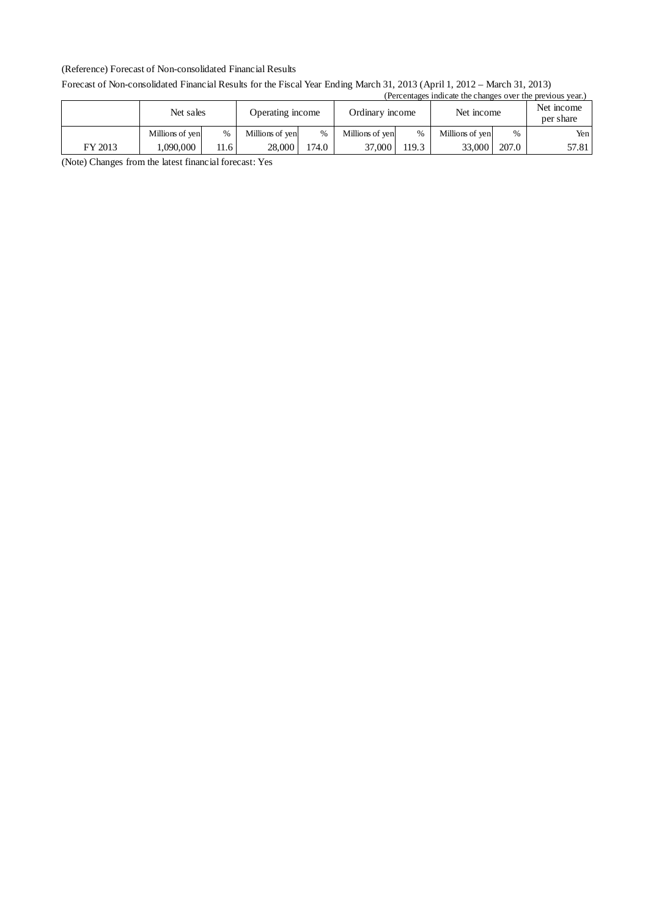(Reference) Forecast of Non-consolidated Financial Results

Forecast of Non-consolidated Financial Results for the Fiscal Year Ending March 31, 2013 (April 1, 2012 – March 31, 2013)

(Percentages indicate the changes over the previous year.)

| | Net sales | | Operating income | | Ordinary income | | Net income | | Net income per share |
|---|---|---|---|---|---|---|---|---|---|
| | Millions of yen | % | Millions of yen | % | Millions of yen | % | Millions of yen | % | Yen |
| FY 2013 | 1,090,000 | 11.6 | 28,000 | 174.0 | 37,000 | 119.3 | 33,000 | 207.0 | 57.81 |

(Note) Changes from the latest financial forecast: Yes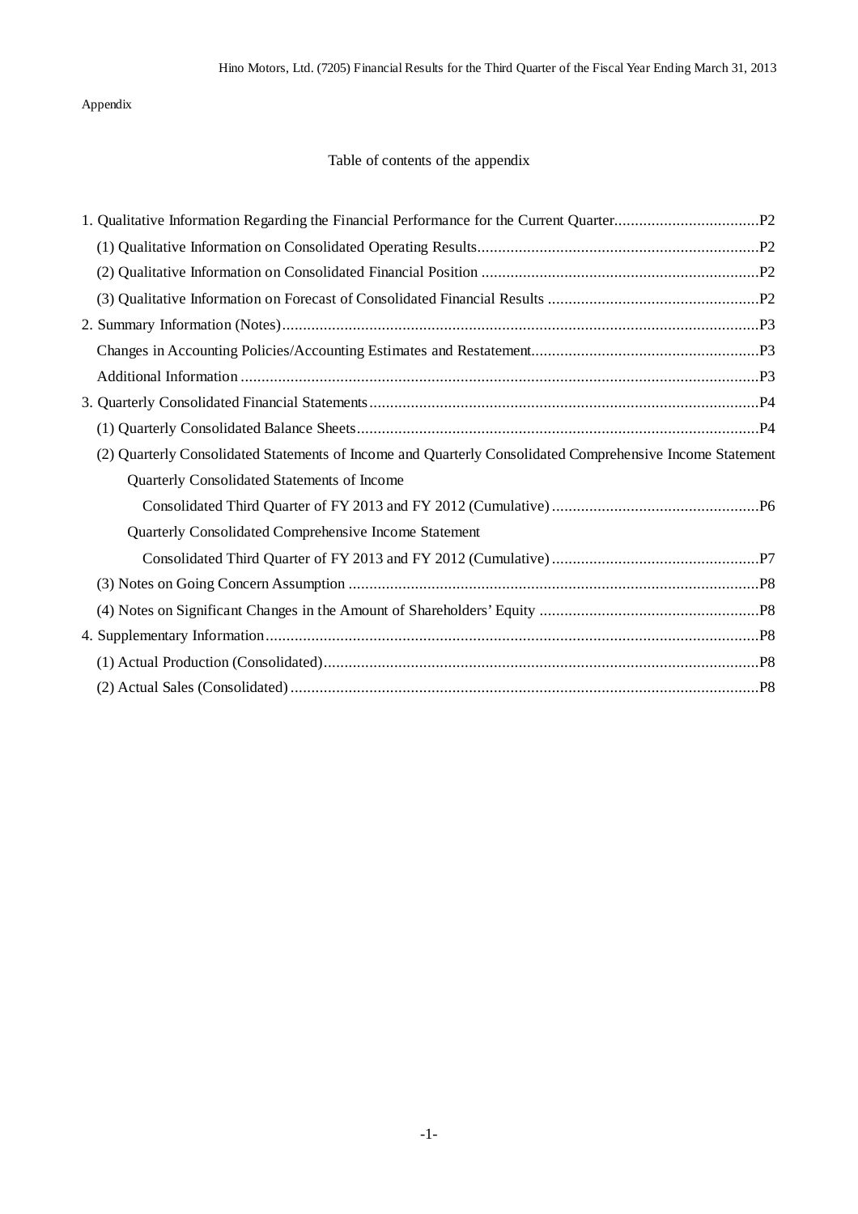Appendix

## Table of contents of the appendix

1. Qualitative Information Regarding the Financial Performance for the Current Quarter....................................P2
   (1) Qualitative Information on Consolidated Operating Results....................................................................P2
   (2) Qualitative Information on Consolidated Financial Position ...................................................................P2
   (3) Qualitative Information on Forecast of Consolidated Financial Results ...................................................P2
2. Summary Information (Notes)...................................................................................................................P3
   Changes in Accounting Policies/Accounting Estimates and Restatement.......................................................P3
   Additional Information .............................................................................................................................P3
3. Quarterly Consolidated Financial Statements..............................................................................................P4
   (1) Quarterly Consolidated Balance Sheets.................................................................................................P4
   (2) Quarterly Consolidated Statements of Income and Quarterly Consolidated Comprehensive Income Statement
       Quarterly Consolidated Statements of Income
           Consolidated Third Quarter of FY 2013 and FY 2012 (Cumulative)..................................................P6
       Quarterly Consolidated Comprehensive Income Statement
           Consolidated Third Quarter of FY 2013 and FY 2012 (Cumulative)..................................................P7
   (3) Notes on Going Concern Assumption ...................................................................................................P8
   (4) Notes on Significant Changes in the Amount of Shareholders' Equity .....................................................P8
4. Supplementary Information.......................................................................................................................P8
   (1) Actual Production (Consolidated).........................................................................................................P8
   (2) Actual Sales (Consolidated) .................................................................................................................P8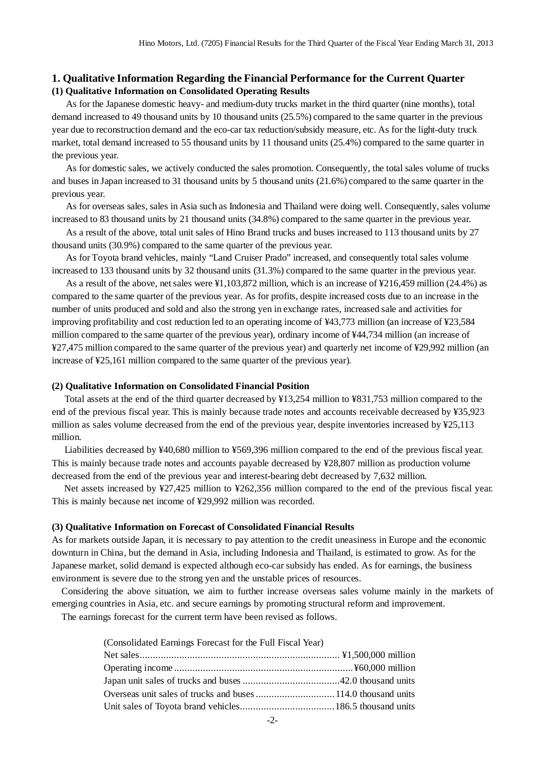## 1. Qualitative Information Regarding the Financial Performance for the Current Quarter

### (1) Qualitative Information on Consolidated Operating Results

As for the Japanese domestic heavy- and medium-duty trucks market in the third quarter (nine months), total demand increased to 49 thousand units by 10 thousand units (25.5%) compared to the same quarter in the previous year due to reconstruction demand and the eco-car tax reduction/subsidy measure, etc. As for the light-duty truck market, total demand increased to 55 thousand units by 11 thousand units (25.4%) compared to the same quarter in the previous year.

As for domestic sales, we actively conducted the sales promotion. Consequently, the total sales volume of trucks and buses in Japan increased to 31 thousand units by 5 thousand units (21.6%) compared to the same quarter in the previous year.

As for overseas sales, sales in Asia such as Indonesia and Thailand were doing well. Consequently, sales volume increased to 83 thousand units by 21 thousand units (34.8%) compared to the same quarter in the previous year.

As a result of the above, total unit sales of Hino Brand trucks and buses increased to 113 thousand units by 27 thousand units (30.9%) compared to the same quarter of the previous year.

As for Toyota brand vehicles, mainly “Land Cruiser Prado” increased, and consequently total sales volume increased to 133 thousand units by 32 thousand units (31.3%) compared to the same quarter in the previous year.

As a result of the above, net sales were ¥1,103,872 million, which is an increase of ¥216,459 million (24.4%) as compared to the same quarter of the previous year. As for profits, despite increased costs due to an increase in the number of units produced and sold and also the strong yen in exchange rates, increased sale and activities for improving profitability and cost reduction led to an operating income of ¥43,773 million (an increase of ¥23,584 million compared to the same quarter of the previous year), ordinary income of ¥44,734 million (an increase of ¥27,475 million compared to the same quarter of the previous year) and quarterly net income of ¥29,992 million (an increase of ¥25,161 million compared to the same quarter of the previous year).

### (2) Qualitative Information on Consolidated Financial Position

Total assets at the end of the third quarter decreased by ¥13,254 million to ¥831,753 million compared to the end of the previous fiscal year. This is mainly because trade notes and accounts receivable decreased by ¥35,923 million as sales volume decreased from the end of the previous year, despite inventories increased by ¥25,113 million.

Liabilities decreased by ¥40,680 million to ¥569,396 million compared to the end of the previous fiscal year. This is mainly because trade notes and accounts payable decreased by ¥28,807 million as production volume decreased from the end of the previous year and interest-bearing debt decreased by 7,632 million.

Net assets increased by ¥27,425 million to ¥262,356 million compared to the end of the previous fiscal year. This is mainly because net income of ¥29,992 million was recorded.

### (3) Qualitative Information on Forecast of Consolidated Financial Results

As for markets outside Japan, it is necessary to pay attention to the credit uneasiness in Europe and the economic downturn in China, but the demand in Asia, including Indonesia and Thailand, is estimated to grow. As for the Japanese market, solid demand is expected although eco-car subsidy has ended. As for earnings, the business environment is severe due to the strong yen and the unstable prices of resources.

Considering the above situation, we aim to further increase overseas sales volume mainly in the markets of emerging countries in Asia, etc. and secure earnings by promoting structural reform and improvement.

The earnings forecast for the current term have been revised as follows.

(Consolidated Earnings Forecast for the Full Fiscal Year)

| | |
|---|---|
| Net sales | ¥1,500,000 million |
| Operating income | ¥60,000 million |
| Japan unit sales of trucks and buses | 42.0 thousand units |
| Overseas unit sales of trucks and buses | 114.0 thousand units |
| Unit sales of Toyota brand vehicles | 186.5 thousand units |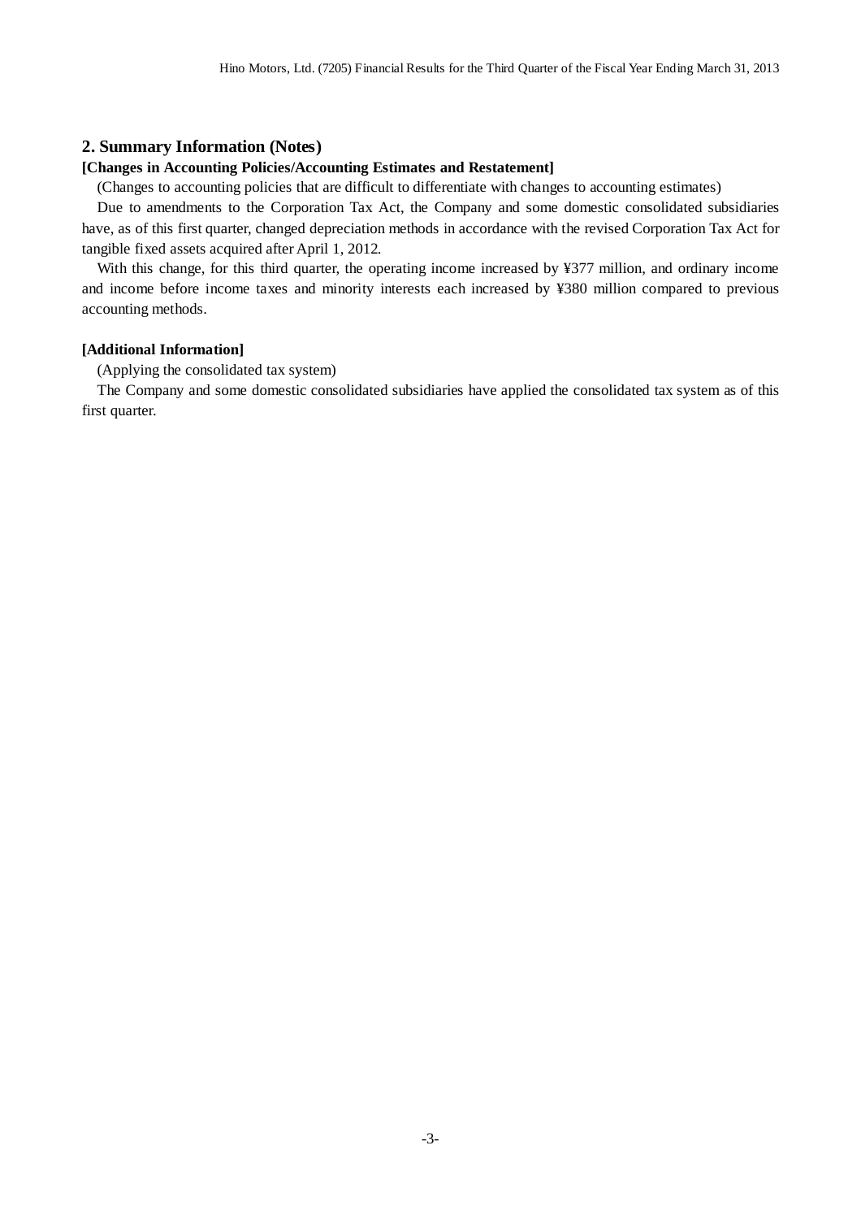## 2. Summary Information (Notes)

**[Changes in Accounting Policies/Accounting Estimates and Restatement]**

(Changes to accounting policies that are difficult to differentiate with changes to accounting estimates)

Due to amendments to the Corporation Tax Act, the Company and some domestic consolidated subsidiaries have, as of this first quarter, changed depreciation methods in accordance with the revised Corporation Tax Act for tangible fixed assets acquired after April 1, 2012.

With this change, for this third quarter, the operating income increased by ¥377 million, and ordinary income and income before income taxes and minority interests each increased by ¥380 million compared to previous accounting methods.

**[Additional Information]**

(Applying the consolidated tax system)

The Company and some domestic consolidated subsidiaries have applied the consolidated tax system as of this first quarter.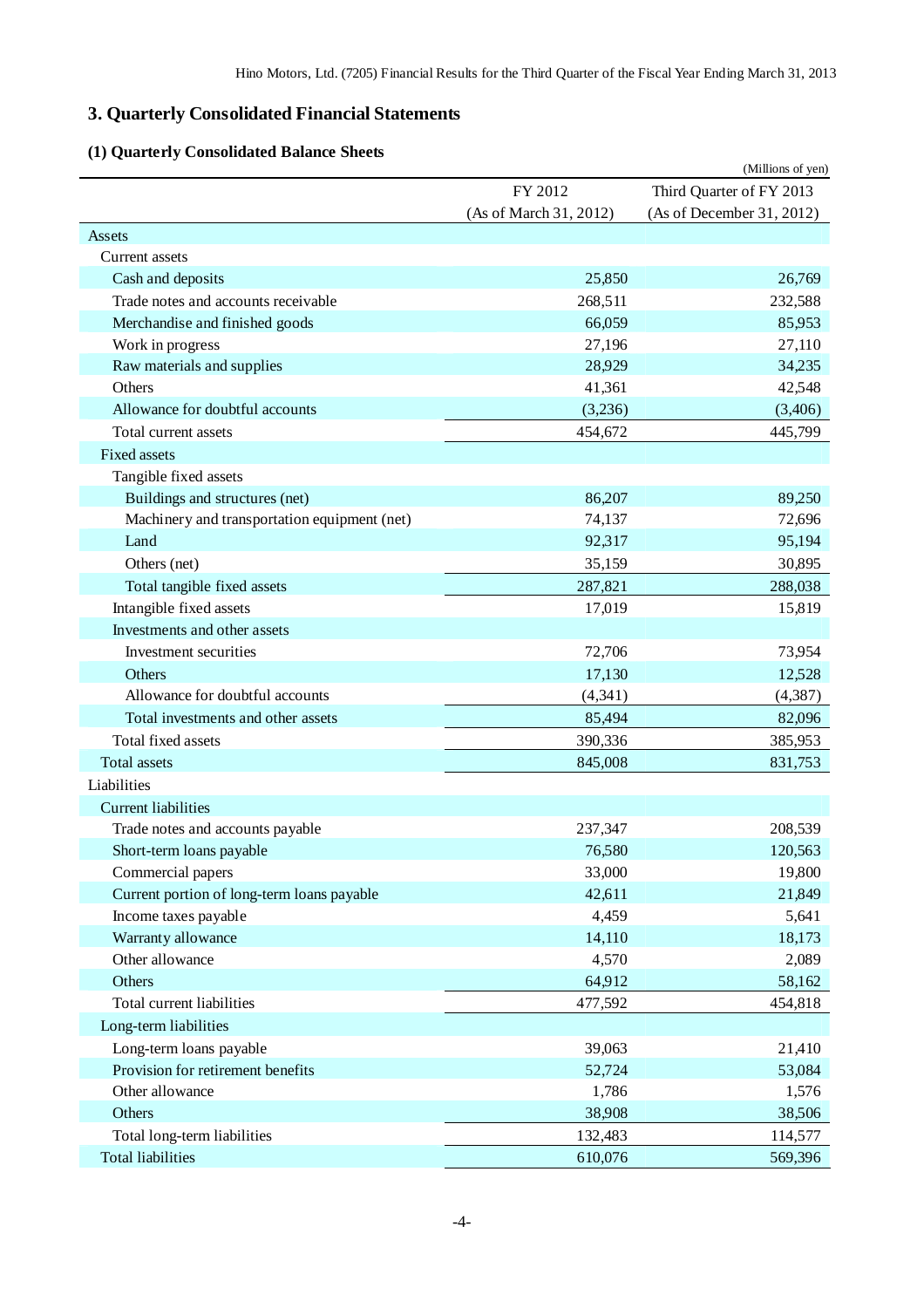## 3. Quarterly Consolidated Financial Statements

### (1) Quarterly Consolidated Balance Sheets

(Millions of yen)

| | FY 2012 (As of March 31, 2012) | Third Quarter of FY 2013 (As of December 31, 2012) |
|---|---|---|
| Assets | | |
| Current assets | | |
| Cash and deposits | 25,850 | 26,769 |
| Trade notes and accounts receivable | 268,511 | 232,588 |
| Merchandise and finished goods | 66,059 | 85,953 |
| Work in progress | 27,196 | 27,110 |
| Raw materials and supplies | 28,929 | 34,235 |
| Others | 41,361 | 42,548 |
| Allowance for doubtful accounts | (3,236) | (3,406) |
| Total current assets | 454,672 | 445,799 |
| Fixed assets | | |
| Tangible fixed assets | | |
| Buildings and structures (net) | 86,207 | 89,250 |
| Machinery and transportation equipment (net) | 74,137 | 72,696 |
| Land | 92,317 | 95,194 |
| Others (net) | 35,159 | 30,895 |
| Total tangible fixed assets | 287,821 | 288,038 |
| Intangible fixed assets | 17,019 | 15,819 |
| Investments and other assets | | |
| Investment securities | 72,706 | 73,954 |
| Others | 17,130 | 12,528 |
| Allowance for doubtful accounts | (4,341) | (4,387) |
| Total investments and other assets | 85,494 | 82,096 |
| Total fixed assets | 390,336 | 385,953 |
| Total assets | 845,008 | 831,753 |
| Liabilities | | |
| Current liabilities | | |
| Trade notes and accounts payable | 237,347 | 208,539 |
| Short-term loans payable | 76,580 | 120,563 |
| Commercial papers | 33,000 | 19,800 |
| Current portion of long-term loans payable | 42,611 | 21,849 |
| Income taxes payable | 4,459 | 5,641 |
| Warranty allowance | 14,110 | 18,173 |
| Other allowance | 4,570 | 2,089 |
| Others | 64,912 | 58,162 |
| Total current liabilities | 477,592 | 454,818 |
| Long-term liabilities | | |
| Long-term loans payable | 39,063 | 21,410 |
| Provision for retirement benefits | 52,724 | 53,084 |
| Other allowance | 1,786 | 1,576 |
| Others | 38,908 | 38,506 |
| Total long-term liabilities | 132,483 | 114,577 |
| Total liabilities | 610,076 | 569,396 |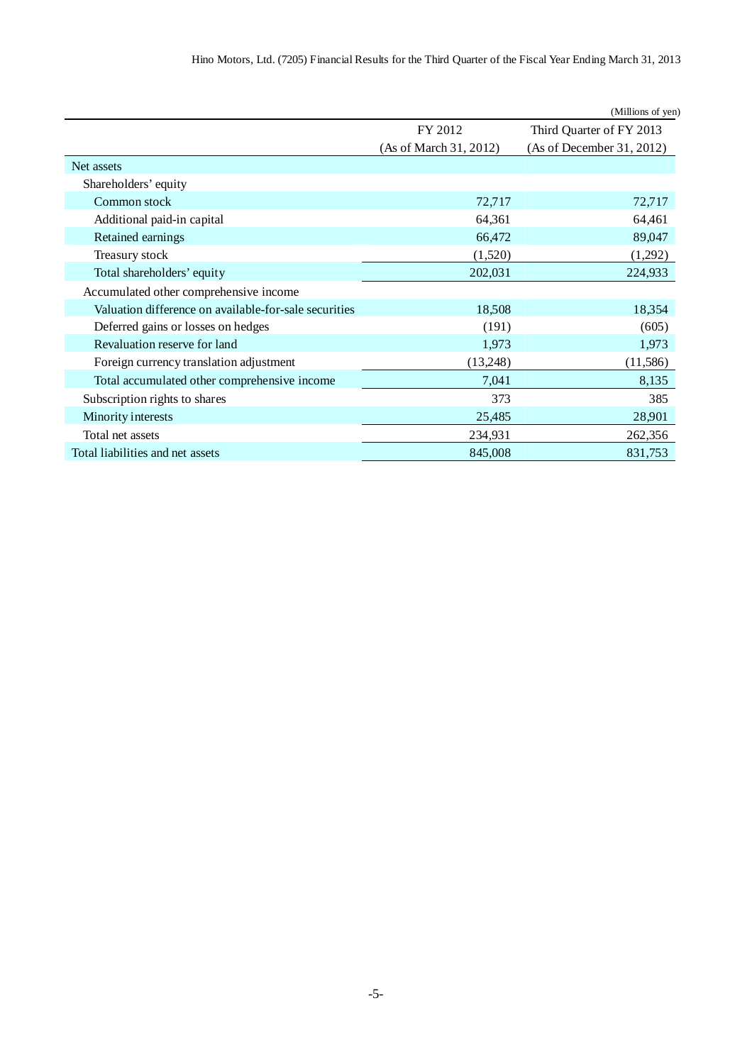(Millions of yen)

| | FY 2012 (As of March 31, 2012) | Third Quarter of FY 2013 (As of December 31, 2012) |
|---|---|---|
| Net assets | | |
| Shareholders' equity | | |
| Common stock | 72,717 | 72,717 |
| Additional paid-in capital | 64,361 | 64,461 |
| Retained earnings | 66,472 | 89,047 |
| Treasury stock | (1,520) | (1,292) |
| Total shareholders' equity | 202,031 | 224,933 |
| Accumulated other comprehensive income | | |
| Valuation difference on available-for-sale securities | 18,508 | 18,354 |
| Deferred gains or losses on hedges | (191) | (605) |
| Revaluation reserve for land | 1,973 | 1,973 |
| Foreign currency translation adjustment | (13,248) | (11,586) |
| Total accumulated other comprehensive income | 7,041 | 8,135 |
| Subscription rights to shares | 373 | 385 |
| Minority interests | 25,485 | 28,901 |
| Total net assets | 234,931 | 262,356 |
| Total liabilities and net assets | 845,008 | 831,753 |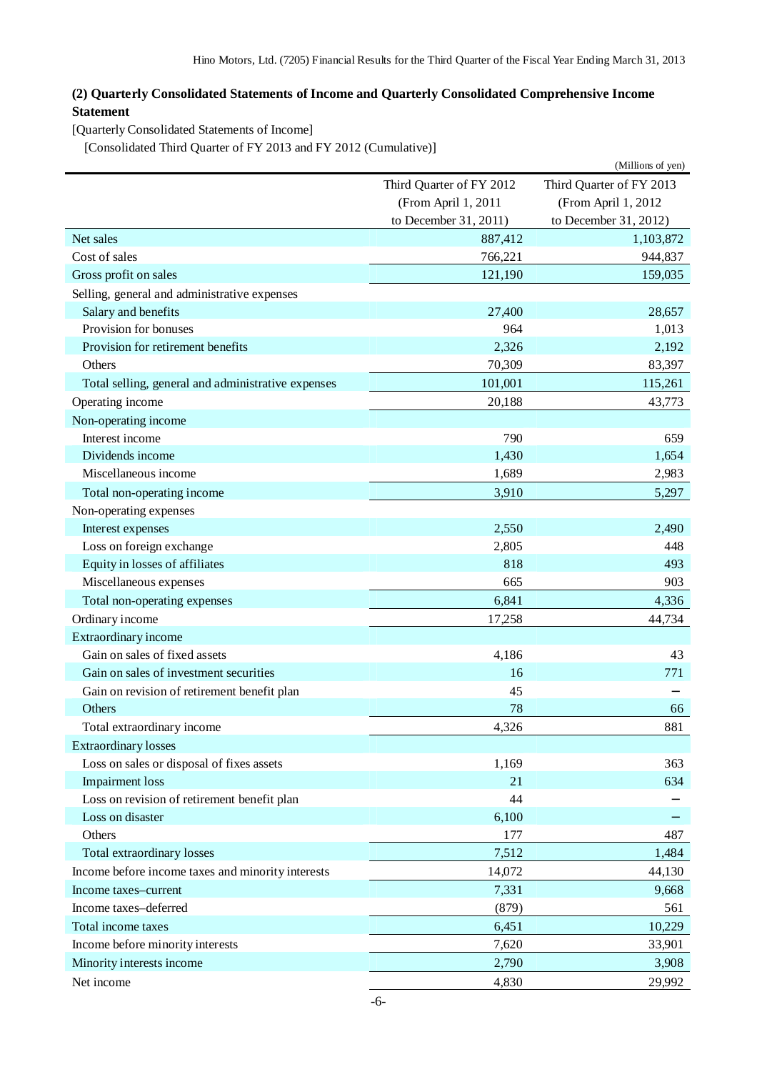### (2) Quarterly Consolidated Statements of Income and Quarterly Consolidated Comprehensive Income Statement

[Quarterly Consolidated Statements of Income]

[Consolidated Third Quarter of FY 2013 and FY 2012 (Cumulative)]

(Millions of yen)

| | Third Quarter of FY 2012 (From April 1, 2011 to December 31, 2011) | Third Quarter of FY 2013 (From April 1, 2012 to December 31, 2012) |
|---|---|---|
| Net sales | 887,412 | 1,103,872 |
| Cost of sales | 766,221 | 944,837 |
| Gross profit on sales | 121,190 | 159,035 |
| Selling, general and administrative expenses | | |
| Salary and benefits | 27,400 | 28,657 |
| Provision for bonuses | 964 | 1,013 |
| Provision for retirement benefits | 2,326 | 2,192 |
| Others | 70,309 | 83,397 |
| Total selling, general and administrative expenses | 101,001 | 115,261 |
| Operating income | 20,188 | 43,773 |
| Non-operating income | | |
| Interest income | 790 | 659 |
| Dividends income | 1,430 | 1,654 |
| Miscellaneous income | 1,689 | 2,983 |
| Total non-operating income | 3,910 | 5,297 |
| Non-operating expenses | | |
| Interest expenses | 2,550 | 2,490 |
| Loss on foreign exchange | 2,805 | 448 |
| Equity in losses of affiliates | 818 | 493 |
| Miscellaneous expenses | 665 | 903 |
| Total non-operating expenses | 6,841 | 4,336 |
| Ordinary income | 17,258 | 44,734 |
| Extraordinary income | | |
| Gain on sales of fixed assets | 4,186 | 43 |
| Gain on sales of investment securities | 16 | 771 |
| Gain on revision of retirement benefit plan | 45 | – |
| Others | 78 | 66 |
| Total extraordinary income | 4,326 | 881 |
| Extraordinary losses | | |
| Loss on sales or disposal of fixes assets | 1,169 | 363 |
| Impairment loss | 21 | 634 |
| Loss on revision of retirement benefit plan | 44 | – |
| Loss on disaster | 6,100 | – |
| Others | 177 | 487 |
| Total extraordinary losses | 7,512 | 1,484 |
| Income before income taxes and minority interests | 14,072 | 44,130 |
| Income taxes–current | 7,331 | 9,668 |
| Income taxes–deferred | (879) | 561 |
| Total income taxes | 6,451 | 10,229 |
| Income before minority interests | 7,620 | 33,901 |
| Minority interests income | 2,790 | 3,908 |
| Net income | 4,830 | 29,992 |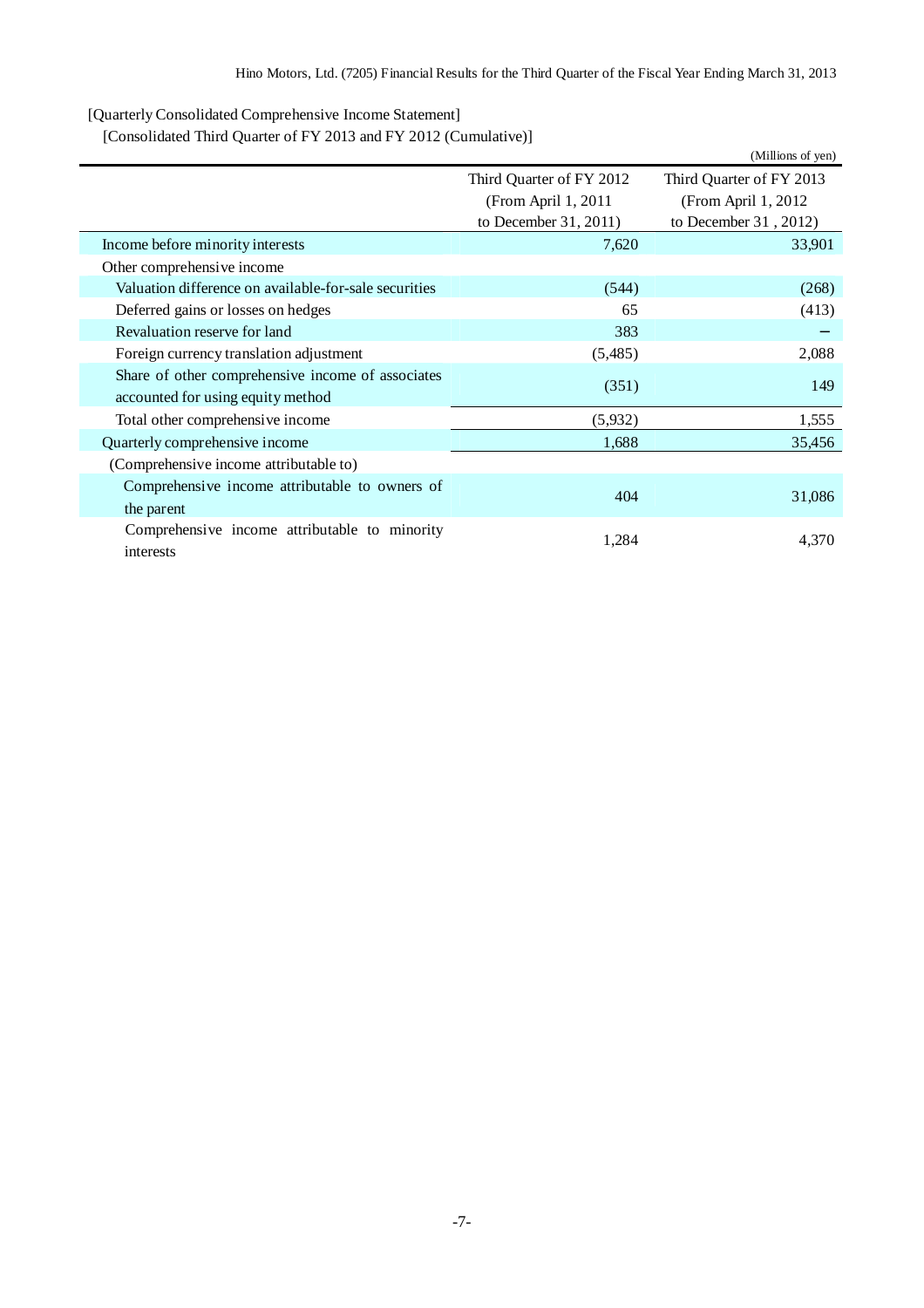[Quarterly Consolidated Comprehensive Income Statement]

[Consolidated Third Quarter of FY 2013 and FY 2012 (Cumulative)]

(Millions of yen)

| | Third Quarter of FY 2012 (From April 1, 2011 to December 31, 2011) | Third Quarter of FY 2013 (From April 1, 2012 to December 31 , 2012) |
|---|---|---|
| Income before minority interests | 7,620 | 33,901 |
| Other comprehensive income | | |
| Valuation difference on available-for-sale securities | (544) | (268) |
| Deferred gains or losses on hedges | 65 | (413) |
| Revaluation reserve for land | 383 | − |
| Foreign currency translation adjustment | (5,485) | 2,088 |
| Share of other comprehensive income of associates accounted for using equity method | (351) | 149 |
| Total other comprehensive income | (5,932) | 1,555 |
| Quarterly comprehensive income | 1,688 | 35,456 |
| (Comprehensive income attributable to) | | |
| Comprehensive income attributable to owners of the parent | 404 | 31,086 |
| Comprehensive income attributable to minority interests | 1,284 | 4,370 |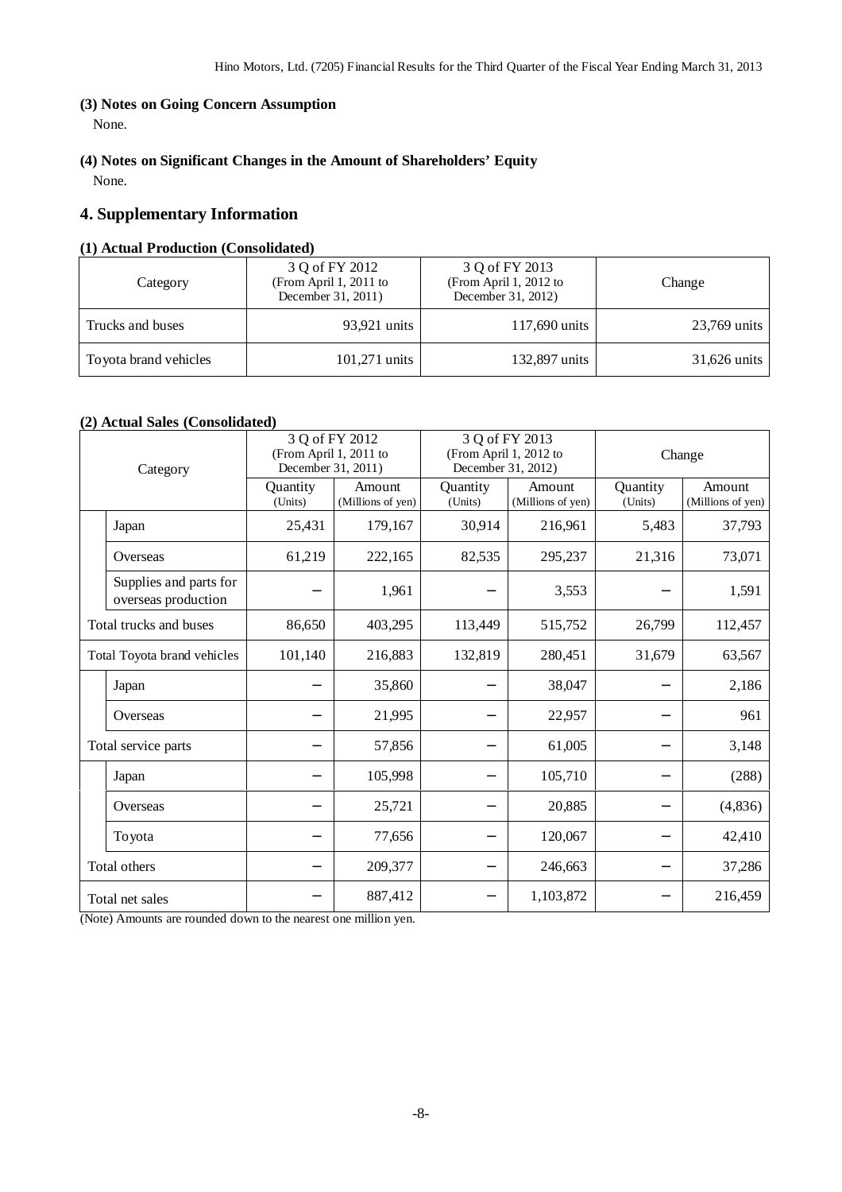### (3) Notes on Going Concern Assumption

None.

### (4) Notes on Significant Changes in the Amount of Shareholders' Equity

None.

## 4. Supplementary Information

### (1) Actual Production (Consolidated)

| Category | 3 Q of FY 2012 (From April 1, 2011 to December 31, 2011) | 3 Q of FY 2013 (From April 1, 2012 to December 31, 2012) | Change |
|---|---|---|---|
| Trucks and buses | 93,921 units | 117,690 units | 23,769 units |
| Toyota brand vehicles | 101,271 units | 132,897 units | 31,626 units |

### (2) Actual Sales (Consolidated)

| Category | | 3 Q of FY 2012 (From April 1, 2011 to December 31, 2011) | | 3 Q of FY 2013 (From April 1, 2012 to December 31, 2012) | | Change | |
|---|---|---|---|---|---|---|---|
| | | Quantity (Units) | Amount (Millions of yen) | Quantity (Units) | Amount (Millions of yen) | Quantity (Units) | Amount (Millions of yen) |
| | Japan | 25,431 | 179,167 | 30,914 | 216,961 | 5,483 | 37,793 |
| | Overseas | 61,219 | 222,165 | 82,535 | 295,237 | 21,316 | 73,071 |
| | Supplies and parts for overseas production | − | 1,961 | − | 3,553 | − | 1,591 |
| Total trucks and buses | | 86,650 | 403,295 | 113,449 | 515,752 | 26,799 | 112,457 |
| Total Toyota brand vehicles | | 101,140 | 216,883 | 132,819 | 280,451 | 31,679 | 63,567 |
| | Japan | − | 35,860 | − | 38,047 | − | 2,186 |
| | Overseas | − | 21,995 | − | 22,957 | − | 961 |
| Total service parts | | − | 57,856 | − | 61,005 | − | 3,148 |
| | Japan | − | 105,998 | − | 105,710 | − | (288) |
| | Overseas | − | 25,721 | − | 20,885 | − | (4,836) |
| | Toyota | − | 77,656 | − | 120,067 | − | 42,410 |
| Total others | | − | 209,377 | − | 246,663 | − | 37,286 |
| Total net sales | | − | 887,412 | − | 1,103,872 | − | 216,459 |

(Note) Amounts are rounded down to the nearest one million yen.